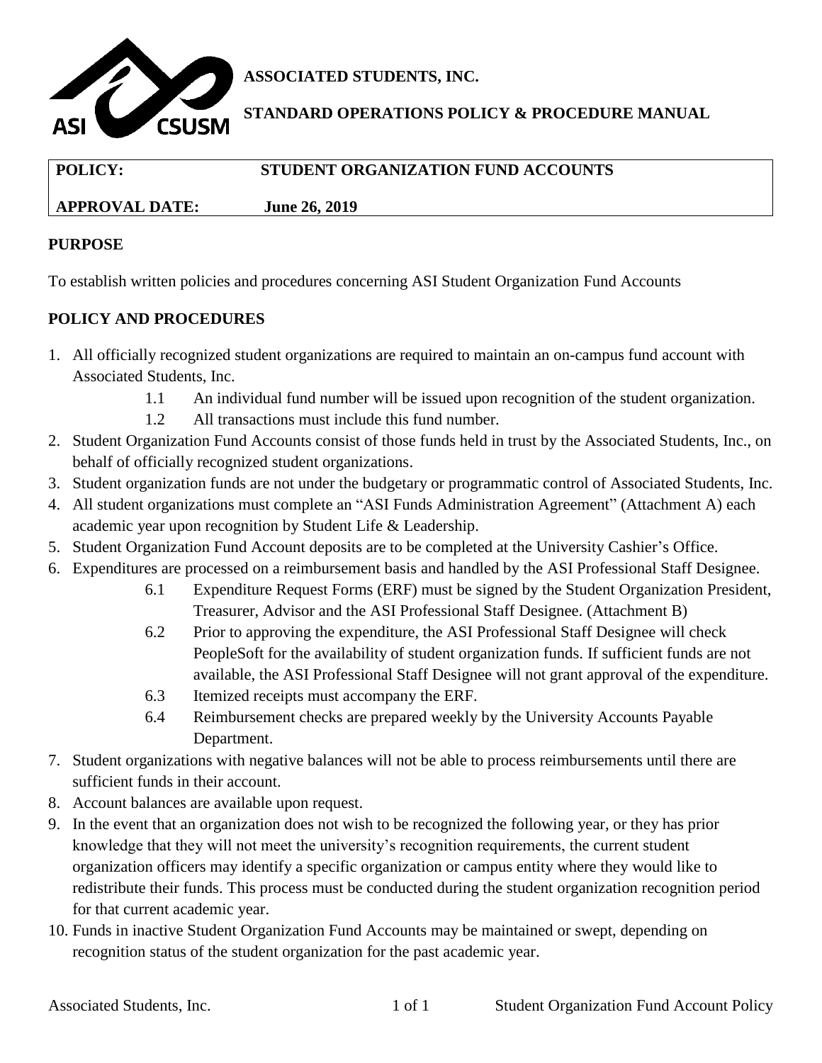**ASSOCIATED STUDENTS, INC.**

**STANDARD OPERATIONS POLICY & PROCEDURE MANUAL**

| **POLICY:** | **STUDENT ORGANIZATION FUND ACCOUNTS** |
| --- | --- |
| **APPROVAL DATE:** | **June 26, 2019** |

## PURPOSE

To establish written policies and procedures concerning ASI Student Organization Fund Accounts

## POLICY AND PROCEDURES

1. All officially recognized student organizations are required to maintain an on-campus fund account with Associated Students, Inc.
   - 1.1 An individual fund number will be issued upon recognition of the student organization.
   - 1.2 All transactions must include this fund number.
2. Student Organization Fund Accounts consist of those funds held in trust by the Associated Students, Inc., on behalf of officially recognized student organizations.
3. Student organization funds are not under the budgetary or programmatic control of Associated Students, Inc.
4. All student organizations must complete an "ASI Funds Administration Agreement" (Attachment A) each academic year upon recognition by Student Life & Leadership.
5. Student Organization Fund Account deposits are to be completed at the University Cashier's Office.
6. Expenditures are processed on a reimbursement basis and handled by the ASI Professional Staff Designee.
   - 6.1 Expenditure Request Forms (ERF) must be signed by the Student Organization President, Treasurer, Advisor and the ASI Professional Staff Designee. (Attachment B)
   - 6.2 Prior to approving the expenditure, the ASI Professional Staff Designee will check PeopleSoft for the availability of student organization funds. If sufficient funds are not available, the ASI Professional Staff Designee will not grant approval of the expenditure.
   - 6.3 Itemized receipts must accompany the ERF.
   - 6.4 Reimbursement checks are prepared weekly by the University Accounts Payable Department.
7. Student organizations with negative balances will not be able to process reimbursements until there are sufficient funds in their account.
8. Account balances are available upon request.
9. In the event that an organization does not wish to be recognized the following year, or they has prior knowledge that they will not meet the university's recognition requirements, the current student organization officers may identify a specific organization or campus entity where they would like to redistribute their funds. This process must be conducted during the student organization recognition period for that current academic year.
10. Funds in inactive Student Organization Fund Accounts may be maintained or swept, depending on recognition status of the student organization for the past academic year.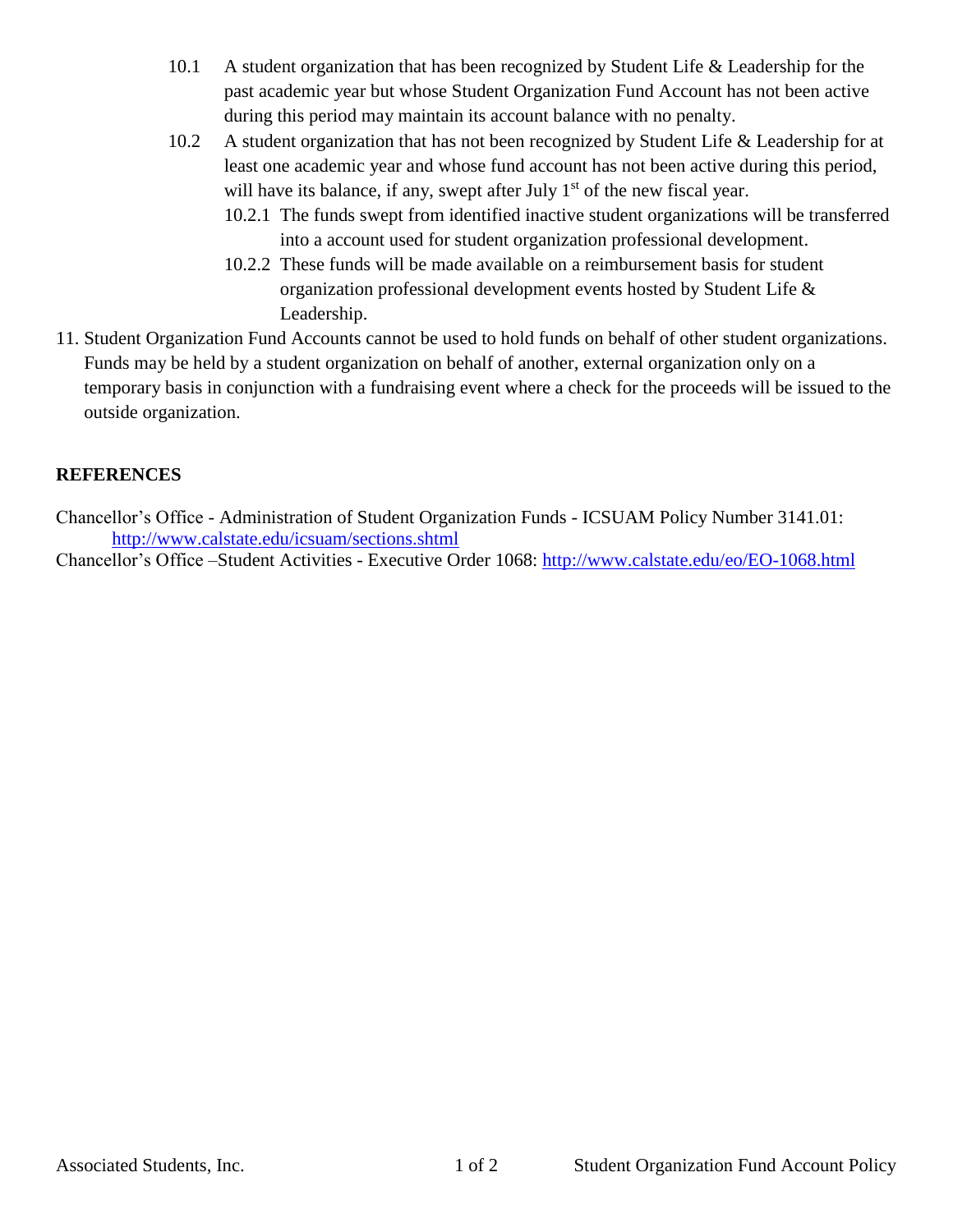10.1 A student organization that has been recognized by Student Life & Leadership for the past academic year but whose Student Organization Fund Account has not been active during this period may maintain its account balance with no penalty.

10.2 A student organization that has not been recognized by Student Life & Leadership for at least one academic year and whose fund account has not been active during this period, will have its balance, if any, swept after July 1st of the new fiscal year.

10.2.1 The funds swept from identified inactive student organizations will be transferred into a account used for student organization professional development.

10.2.2 These funds will be made available on a reimbursement basis for student organization professional development events hosted by Student Life & Leadership.

11. Student Organization Fund Accounts cannot be used to hold funds on behalf of other student organizations. Funds may be held by a student organization on behalf of another, external organization only on a temporary basis in conjunction with a fundraising event where a check for the proceeds will be issued to the outside organization.

## REFERENCES

Chancellor's Office - Administration of Student Organization Funds - ICSUAM Policy Number 3141.01: http://www.calstate.edu/icsuam/sections.shtml

Chancellor's Office –Student Activities - Executive Order 1068: http://www.calstate.edu/eo/EO-1068.html